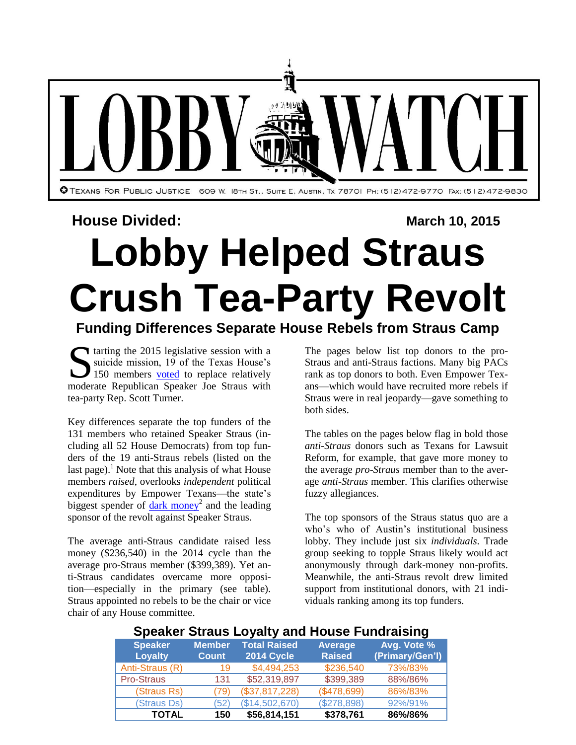# LOBBY WATCH

TEXANS FOR PUBLIC JUSTICE 609 W. 18TH ST., SUITE E, AUSTIN, TX 78701 PH: (512)472-9770 FAX: (512)472-9830

**House Divided:** **March 10, 2015**

# Lobby Helped Straus Crush Tea-Party Revolt

## Funding Differences Separate House Rebels from Straus Camp

Starting the 2015 legislative session with a suicide mission, 19 of the Texas House's 150 members voted to replace relatively moderate Republican Speaker Joe Straus with tea-party Rep. Scott Turner.

Key differences separate the top funders of the 131 members who retained Speaker Straus (including all 52 House Democrats) from top funders of the 19 anti-Straus rebels (listed on the last page).[1] Note that this analysis of what House members *raised*, overlooks *independent* political expenditures by Empower Texans—the state's biggest spender of dark money[2] and the leading sponsor of the revolt against Speaker Straus.

The average anti-Straus candidate raised less money ($236,540) in the 2014 cycle than the average pro-Straus member ($399,389). Yet anti-Straus candidates overcame more opposition—especially in the primary (see table). Straus appointed no rebels to be the chair or vice chair of any House committee.

The pages below list top donors to the pro-Straus and anti-Straus factions. Many big PACs rank as top donors to both. Even Empower Texans—which would have recruited more rebels if Straus were in real jeopardy—gave something to both sides.

The tables on the pages below flag in bold those *anti-Straus* donors such as Texans for Lawsuit Reform, for example, that gave more money to the average *pro-Straus* member than to the average *anti-Straus* member. This clarifies otherwise fuzzy allegiances.

The top sponsors of the Straus status quo are a who's who of Austin's institutional business lobby. They include just six *individuals*. Trade group seeking to topple Straus likely would act anonymously through dark-money non-profits. Meanwhile, the anti-Straus revolt drew limited support from institutional donors, with 21 individuals ranking among its top funders.

### Speaker Straus Loyalty and House Fundraising

| Speaker Loyalty | Member Count | Total Raised 2014 Cycle | Average Raised | Avg. Vote % (Primary/Gen'l) |
|---|---|---|---|---|
| Anti-Straus (R) | 19 | $4,494,253 | $236,540 | 73%/83% |
| Pro-Straus | 131 | $52,319,897 | $399,389 | 88%/86% |
| (Straus Rs) | (79) | ($37,817,228) | ($478,699) | 86%/83% |
| (Straus Ds) | (52) | ($14,502,670) | ($278,898) | 92%/91% |
| **TOTAL** | **150** | **$56,814,151** | **$378,761** | **86%/86%** |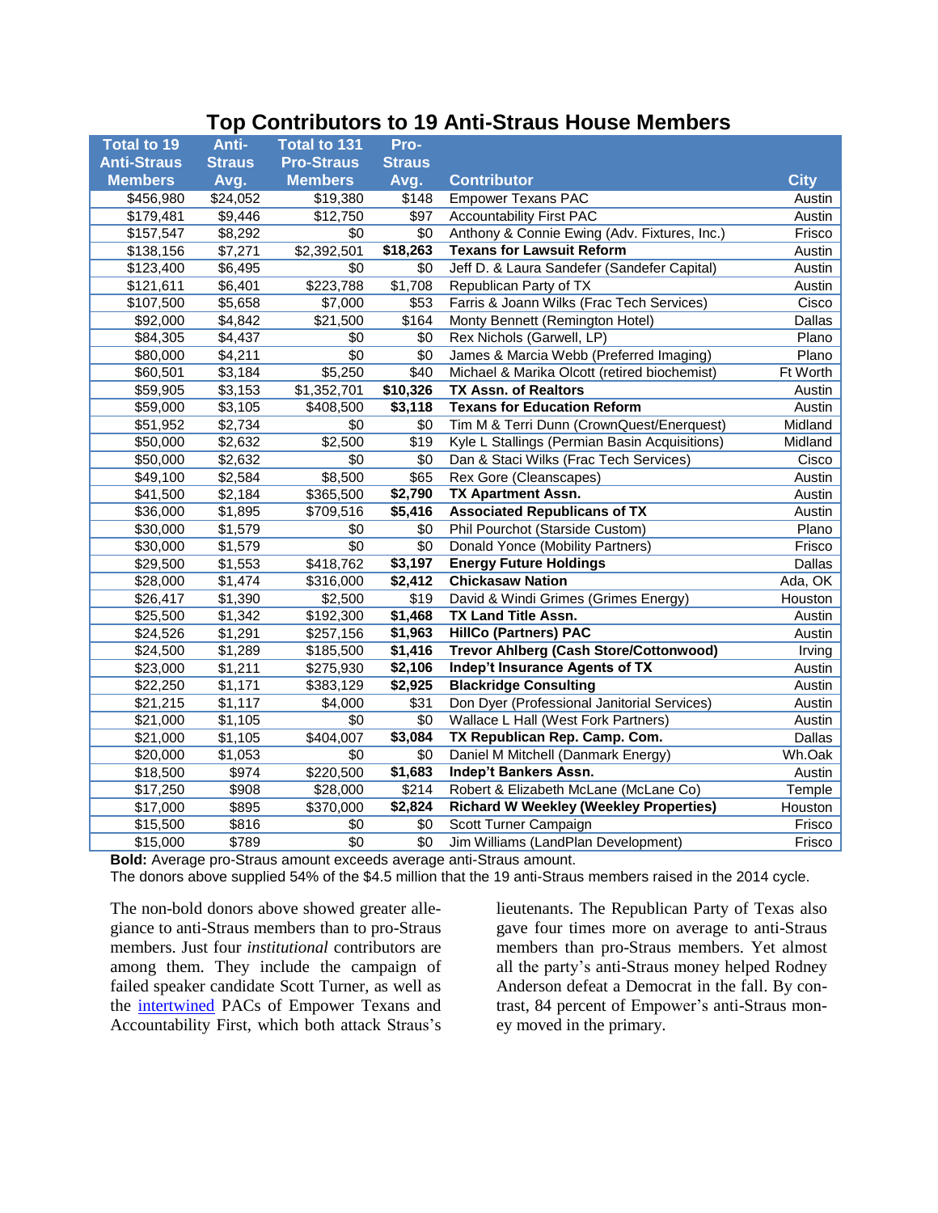## Top Contributors to 19 Anti-Straus House Members

| Total to 19 Anti-Straus Members | Anti-Straus Avg. | Total to 131 Pro-Straus Members | Pro-Straus Avg. | Contributor | City |
|---|---|---|---|---|---|
| $456,980 | $24,052 | $19,380 | $148 | Empower Texans PAC | Austin |
| $179,481 | $9,446 | $12,750 | $97 | Accountability First PAC | Austin |
| $157,547 | $8,292 | $0 | $0 | Anthony & Connie Ewing (Adv. Fixtures, Inc.) | Frisco |
| $138,156 | $7,271 | $2,392,501 | **$18,263** | **Texans for Lawsuit Reform** | Austin |
| $123,400 | $6,495 | $0 | $0 | Jeff D. & Laura Sandefer (Sandefer Capital) | Austin |
| $121,611 | $6,401 | $223,788 | $1,708 | Republican Party of TX | Austin |
| $107,500 | $5,658 | $7,000 | $53 | Farris & Joann Wilks (Frac Tech Services) | Cisco |
| $92,000 | $4,842 | $21,500 | $164 | Monty Bennett (Remington Hotel) | Dallas |
| $84,305 | $4,437 | $0 | $0 | Rex Nichols (Garwell, LP) | Plano |
| $80,000 | $4,211 | $0 | $0 | James & Marcia Webb (Preferred Imaging) | Plano |
| $60,501 | $3,184 | $5,250 | $40 | Michael & Marika Olcott (retired biochemist) | Ft Worth |
| $59,905 | $3,153 | $1,352,701 | **$10,326** | **TX Assn. of Realtors** | Austin |
| $59,000 | $3,105 | $408,500 | **$3,118** | **Texans for Education Reform** | Austin |
| $51,952 | $2,734 | $0 | $0 | Tim M & Terri Dunn (CrownQuest/Enerquest) | Midland |
| $50,000 | $2,632 | $2,500 | $19 | Kyle L Stallings (Permian Basin Acquisitions) | Midland |
| $50,000 | $2,632 | $0 | $0 | Dan & Staci Wilks (Frac Tech Services) | Cisco |
| $49,100 | $2,584 | $8,500 | $65 | Rex Gore (Cleanscapes) | Austin |
| $41,500 | $2,184 | $365,500 | **$2,790** | **TX Apartment Assn.** | Austin |
| $36,000 | $1,895 | $709,516 | **$5,416** | **Associated Republicans of TX** | Austin |
| $30,000 | $1,579 | $0 | $0 | Phil Pourchot (Starside Custom) | Plano |
| $30,000 | $1,579 | $0 | $0 | Donald Yonce (Mobility Partners) | Frisco |
| $29,500 | $1,553 | $418,762 | **$3,197** | **Energy Future Holdings** | Dallas |
| $28,000 | $1,474 | $316,000 | **$2,412** | **Chickasaw Nation** | Ada, OK |
| $26,417 | $1,390 | $2,500 | $19 | David & Windi Grimes (Grimes Energy) | Houston |
| $25,500 | $1,342 | $192,300 | **$1,468** | **TX Land Title Assn.** | Austin |
| $24,526 | $1,291 | $257,156 | **$1,963** | **HillCo (Partners) PAC** | Austin |
| $24,500 | $1,289 | $185,500 | **$1,416** | **Trevor Ahlberg (Cash Store/Cottonwood)** | Irving |
| $23,000 | $1,211 | $275,930 | **$2,106** | **Indep't Insurance Agents of TX** | Austin |
| $22,250 | $1,171 | $383,129 | **$2,925** | **Blackridge Consulting** | Austin |
| $21,215 | $1,117 | $4,000 | $31 | Don Dyer (Professional Janitorial Services) | Austin |
| $21,000 | $1,105 | $0 | $0 | Wallace L Hall (West Fork Partners) | Austin |
| $21,000 | $1,105 | $404,007 | **$3,084** | **TX Republican Rep. Camp. Com.** | Dallas |
| $20,000 | $1,053 | $0 | $0 | Daniel M Mitchell (Danmark Energy) | Wh.Oak |
| $18,500 | $974 | $220,500 | **$1,683** | **Indep't Bankers Assn.** | Austin |
| $17,250 | $908 | $28,000 | $214 | Robert & Elizabeth McLane (McLane Co) | Temple |
| $17,000 | $895 | $370,000 | **$2,824** | **Richard W Weekley (Weekley Properties)** | Houston |
| $15,500 | $816 | $0 | $0 | Scott Turner Campaign | Frisco |
| $15,000 | $789 | $0 | $0 | Jim Williams (LandPlan Development) | Frisco |

**Bold:** Average pro-Straus amount exceeds average anti-Straus amount.
The donors above supplied 54% of the $4.5 million that the 19 anti-Straus members raised in the 2014 cycle.

The non-bold donors above showed greater allegiance to anti-Straus members than to pro-Straus members. Just four *institutional* contributors are among them. They include the campaign of failed speaker candidate Scott Turner, as well as the intertwined PACs of Empower Texans and Accountability First, which both attack Straus's lieutenants. The Republican Party of Texas also gave four times more on average to anti-Straus members than pro-Straus members. Yet almost all the party's anti-Straus money helped Rodney Anderson defeat a Democrat in the fall. By contrast, 84 percent of Empower's anti-Straus money moved in the primary.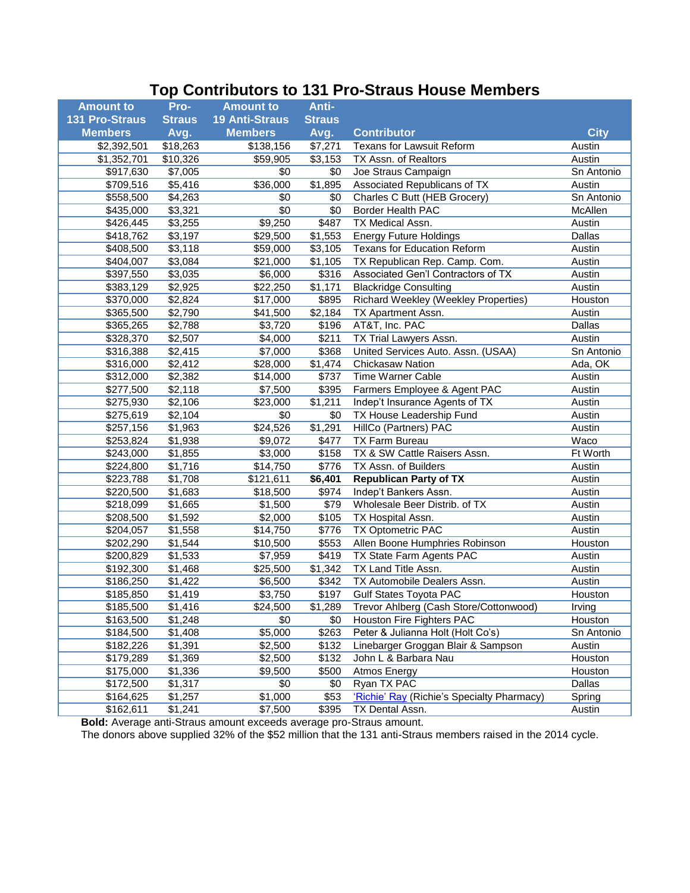# Top Contributors to 131 Pro-Straus House Members

| Amount to 131 Pro-Straus Members | Pro-Straus Avg. | Amount to 19 Anti-Straus Members | Anti-Straus Avg. | Contributor | City |
|---|---|---|---|---|---|
| $2,392,501 | $18,263 | $138,156 | $7,271 | Texans for Lawsuit Reform | Austin |
| $1,352,701 | $10,326 | $59,905 | $3,153 | TX Assn. of Realtors | Austin |
| $917,630 | $7,005 | $0 | $0 | Joe Straus Campaign | Sn Antonio |
| $709,516 | $5,416 | $36,000 | $1,895 | Associated Republicans of TX | Austin |
| $558,500 | $4,263 | $0 | $0 | Charles C Butt (HEB Grocery) | Sn Antonio |
| $435,000 | $3,321 | $0 | $0 | Border Health PAC | McAllen |
| $426,445 | $3,255 | $9,250 | $487 | TX Medical Assn. | Austin |
| $418,762 | $3,197 | $29,500 | $1,553 | Energy Future Holdings | Dallas |
| $408,500 | $3,118 | $59,000 | $3,105 | Texans for Education Reform | Austin |
| $404,007 | $3,084 | $21,000 | $1,105 | TX Republican Rep. Camp. Com. | Austin |
| $397,550 | $3,035 | $6,000 | $316 | Associated Gen'l Contractors of TX | Austin |
| $383,129 | $2,925 | $22,250 | $1,171 | Blackridge Consulting | Austin |
| $370,000 | $2,824 | $17,000 | $895 | Richard Weekley (Weekley Properties) | Houston |
| $365,500 | $2,790 | $41,500 | $2,184 | TX Apartment Assn. | Austin |
| $365,265 | $2,788 | $3,720 | $196 | AT&T, Inc. PAC | Dallas |
| $328,370 | $2,507 | $4,000 | $211 | TX Trial Lawyers Assn. | Austin |
| $316,388 | $2,415 | $7,000 | $368 | United Services Auto. Assn. (USAA) | Sn Antonio |
| $316,000 | $2,412 | $28,000 | $1,474 | Chickasaw Nation | Ada, OK |
| $312,000 | $2,382 | $14,000 | $737 | Time Warner Cable | Austin |
| $277,500 | $2,118 | $7,500 | $395 | Farmers Employee & Agent PAC | Austin |
| $275,930 | $2,106 | $23,000 | $1,211 | Indep't Insurance Agents of TX | Austin |
| $275,619 | $2,104 | $0 | $0 | TX House Leadership Fund | Austin |
| $257,156 | $1,963 | $24,526 | $1,291 | HillCo (Partners) PAC | Austin |
| $253,824 | $1,938 | $9,072 | $477 | TX Farm Bureau | Waco |
| $243,000 | $1,855 | $3,000 | $158 | TX & SW Cattle Raisers Assn. | Ft Worth |
| $224,800 | $1,716 | $14,750 | $776 | TX Assn. of Builders | Austin |
| $223,788 | $1,708 | $121,611 | **$6,401** | **Republican Party of TX** | Austin |
| $220,500 | $1,683 | $18,500 | $974 | Indep't Bankers Assn. | Austin |
| $218,099 | $1,665 | $1,500 | $79 | Wholesale Beer Distrib. of TX | Austin |
| $208,500 | $1,592 | $2,000 | $105 | TX Hospital Assn. | Austin |
| $204,057 | $1,558 | $14,750 | $776 | TX Optometric PAC | Austin |
| $202,290 | $1,544 | $10,500 | $553 | Allen Boone Humphries Robinson | Houston |
| $200,829 | $1,533 | $7,959 | $419 | TX State Farm Agents PAC | Austin |
| $192,300 | $1,468 | $25,500 | $1,342 | TX Land Title Assn. | Austin |
| $186,250 | $1,422 | $6,500 | $342 | TX Automobile Dealers Assn. | Austin |
| $185,850 | $1,419 | $3,750 | $197 | Gulf States Toyota PAC | Houston |
| $185,500 | $1,416 | $24,500 | $1,289 | Trevor Ahlberg (Cash Store/Cottonwood) | Irving |
| $163,500 | $1,248 | $0 | $0 | Houston Fire Fighters PAC | Houston |
| $184,500 | $1,408 | $5,000 | $263 | Peter & Julianna Holt (Holt Co's) | Sn Antonio |
| $182,226 | $1,391 | $2,500 | $132 | Linebarger Groggan Blair & Sampson | Austin |
| $179,289 | $1,369 | $2,500 | $132 | John L & Barbara Nau | Houston |
| $175,000 | $1,336 | $9,500 | $500 | Atmos Energy | Houston |
| $172,500 | $1,317 | $0 | $0 | Ryan TX PAC | Dallas |
| $164,625 | $1,257 | $1,000 | $53 | 'Richie' Ray (Richie's Specialty Pharmacy) | Spring |
| $162,611 | $1,241 | $7,500 | $395 | TX Dental Assn. | Austin |

**Bold:** Average anti-Straus amount exceeds average pro-Straus amount.

The donors above supplied 32% of the $52 million that the 131 anti-Straus members raised in the 2014 cycle.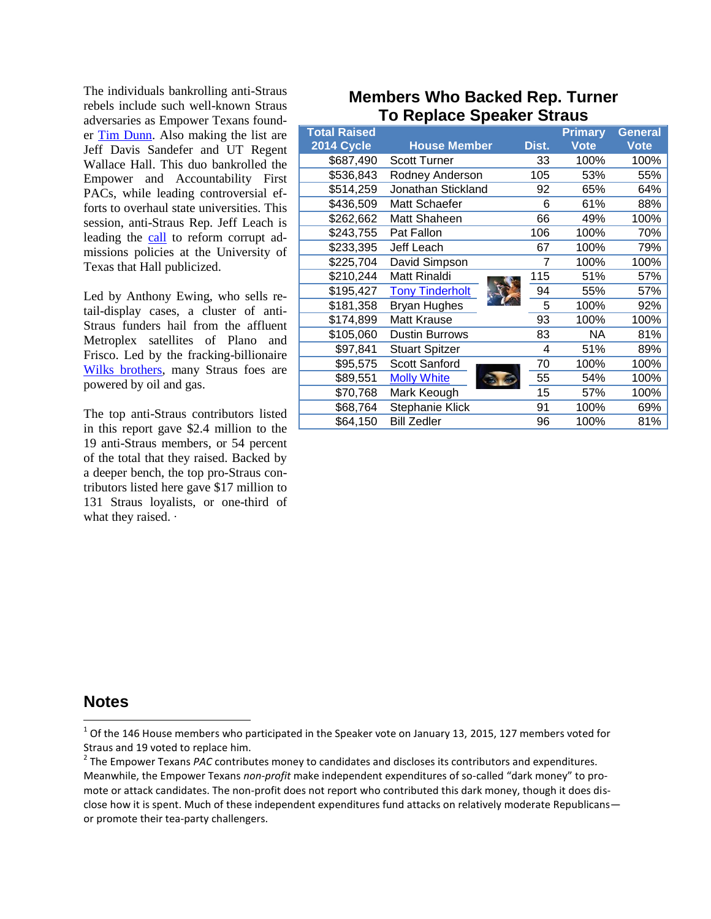The individuals bankrolling anti-Straus rebels include such well-known Straus adversaries as Empower Texans founder Tim Dunn. Also making the list are Jeff Davis Sandefer and UT Regent Wallace Hall. This duo bankrolled the Empower and Accountability First PACs, while leading controversial efforts to overhaul state universities. This session, anti-Straus Rep. Jeff Leach is leading the call to reform corrupt admissions policies at the University of Texas that Hall publicized.

Led by Anthony Ewing, who sells retail-display cases, a cluster of anti-Straus funders hail from the affluent Metroplex satellites of Plano and Frisco. Led by the fracking-billionaire Wilks brothers, many Straus foes are powered by oil and gas.

The top anti-Straus contributors listed in this report gave $2.4 million to the 19 anti-Straus members, or 54 percent of the total that they raised. Backed by a deeper bench, the top pro-Straus contributors listed here gave $17 million to 131 Straus loyalists, or one-third of what they raised. ·

## Members Who Backed Rep. Turner To Replace Speaker Straus

| Total Raised 2014 Cycle | House Member | Dist. | Primary Vote | General Vote |
|---|---|---|---|---|
| $687,490 | Scott Turner | 33 | 100% | 100% |
| $536,843 | Rodney Anderson | 105 | 53% | 55% |
| $514,259 | Jonathan Stickland | 92 | 65% | 64% |
| $436,509 | Matt Schaefer | 6 | 61% | 88% |
| $262,662 | Matt Shaheen | 66 | 49% | 100% |
| $243,755 | Pat Fallon | 106 | 100% | 70% |
| $233,395 | Jeff Leach | 67 | 100% | 79% |
| $225,704 | David Simpson | 7 | 100% | 100% |
| $210,244 | Matt Rinaldi | 115 | 51% | 57% |
| $195,427 | Tony Tinderholt | 94 | 55% | 57% |
| $181,358 | Bryan Hughes | 5 | 100% | 92% |
| $174,899 | Matt Krause | 93 | 100% | 100% |
| $105,060 | Dustin Burrows | 83 | NA | 81% |
| $97,841 | Stuart Spitzer | 4 | 51% | 89% |
| $95,575 | Scott Sanford | 70 | 100% | 100% |
| $89,551 | Molly White | 55 | 54% | 100% |
| $70,768 | Mark Keough | 15 | 57% | 100% |
| $68,764 | Stephanie Klick | 91 | 100% | 69% |
| $64,150 | Bill Zedler | 96 | 100% | 81% |

## Notes

[1] Of the 146 House members who participated in the Speaker vote on January 13, 2015, 127 members voted for Straus and 19 voted to replace him.

[2] The Empower Texans *PAC* contributes money to candidates and discloses its contributors and expenditures. Meanwhile, the Empower Texans *non-profit* make independent expenditures of so-called "dark money" to promote or attack candidates. The non-profit does not report who contributed this dark money, though it does disclose how it is spent. Much of these independent expenditures fund attacks on relatively moderate Republicans—or promote their tea-party challengers.